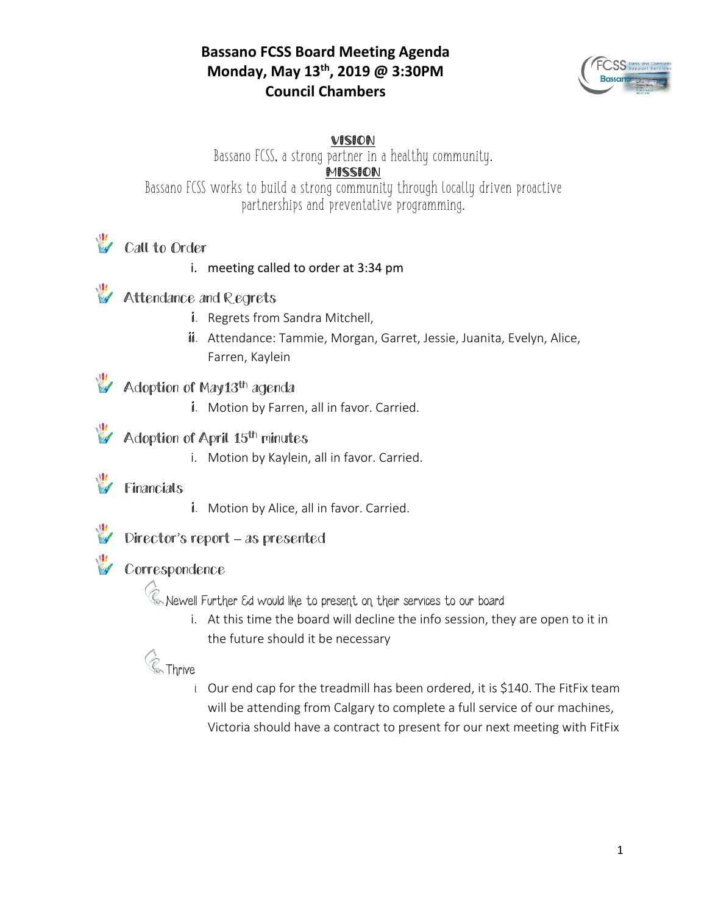# Bassano FCSS Board Meeting Agenda
# Monday, May 13th, 2019 @ 3:30PM
# Council Chambers

**VISION**

Bassano FCSS, a strong partner in a healthy community.

**MISSION**

Bassano FCSS works to build a strong community through locally driven proactive partnerships and preventative programming.

## Call to Order

i. meeting called to order at 3:34 pm

## Attendance and Regrets

i. Regrets from Sandra Mitchell,
ii. Attendance: Tammie, Morgan, Garret, Jessie, Juanita, Evelyn, Alice, Farren, Kaylein

## Adoption of May13th agenda

i. Motion by Farren, all in favor. Carried.

## Adoption of April 15th minutes

i. Motion by Kaylein, all in favor. Carried.

## Financials

i. Motion by Alice, all in favor. Carried.

## Director's report – as presented

## Correspondence

### Newell Further Ed would like to present on their services to our board

i. At this time the board will decline the info session, they are open to it in the future should it be necessary

### Thrive

i. Our end cap for the treadmill has been ordered, it is $140. The FitFix team will be attending from Calgary to complete a full service of our machines, Victoria should have a contract to present for our next meeting with FitFix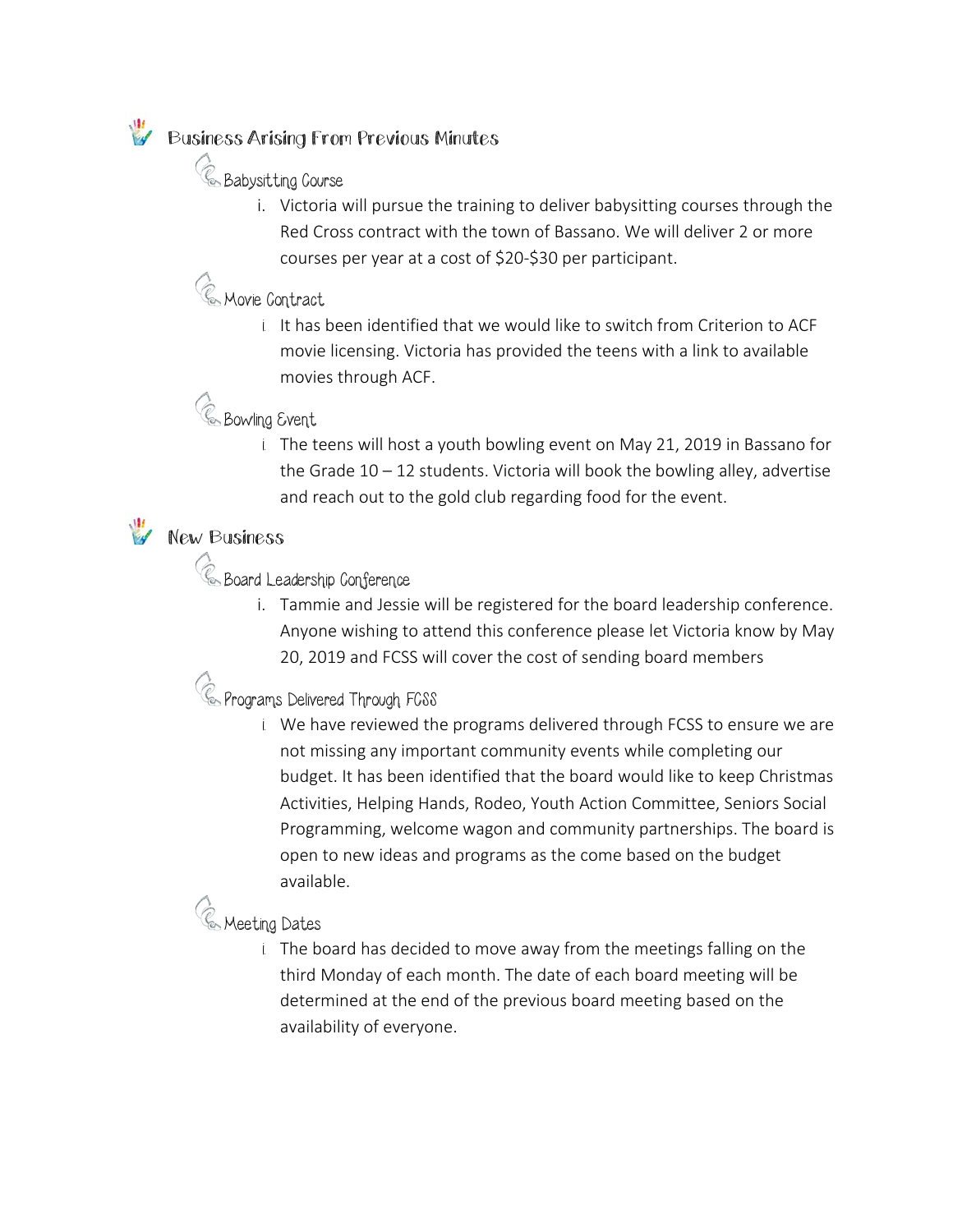## Business Arising From Previous Minutes

### Babysitting Course

i. Victoria will pursue the training to deliver babysitting courses through the Red Cross contract with the town of Bassano. We will deliver 2 or more courses per year at a cost of $20-$30 per participant.

### Movie Contract

i. It has been identified that we would like to switch from Criterion to ACF movie licensing. Victoria has provided the teens with a link to available movies through ACF.

### Bowling Event

i. The teens will host a youth bowling event on May 21, 2019 in Bassano for the Grade 10 – 12 students. Victoria will book the bowling alley, advertise and reach out to the gold club regarding food for the event.

## New Business

### Board Leadership Conference

i. Tammie and Jessie will be registered for the board leadership conference. Anyone wishing to attend this conference please let Victoria know by May 20, 2019 and FCSS will cover the cost of sending board members

### Programs Delivered Through FCSS

i. We have reviewed the programs delivered through FCSS to ensure we are not missing any important community events while completing our budget. It has been identified that the board would like to keep Christmas Activities, Helping Hands, Rodeo, Youth Action Committee, Seniors Social Programming, welcome wagon and community partnerships. The board is open to new ideas and programs as the come based on the budget available.

### Meeting Dates

i. The board has decided to move away from the meetings falling on the third Monday of each month. The date of each board meeting will be determined at the end of the previous board meeting based on the availability of everyone.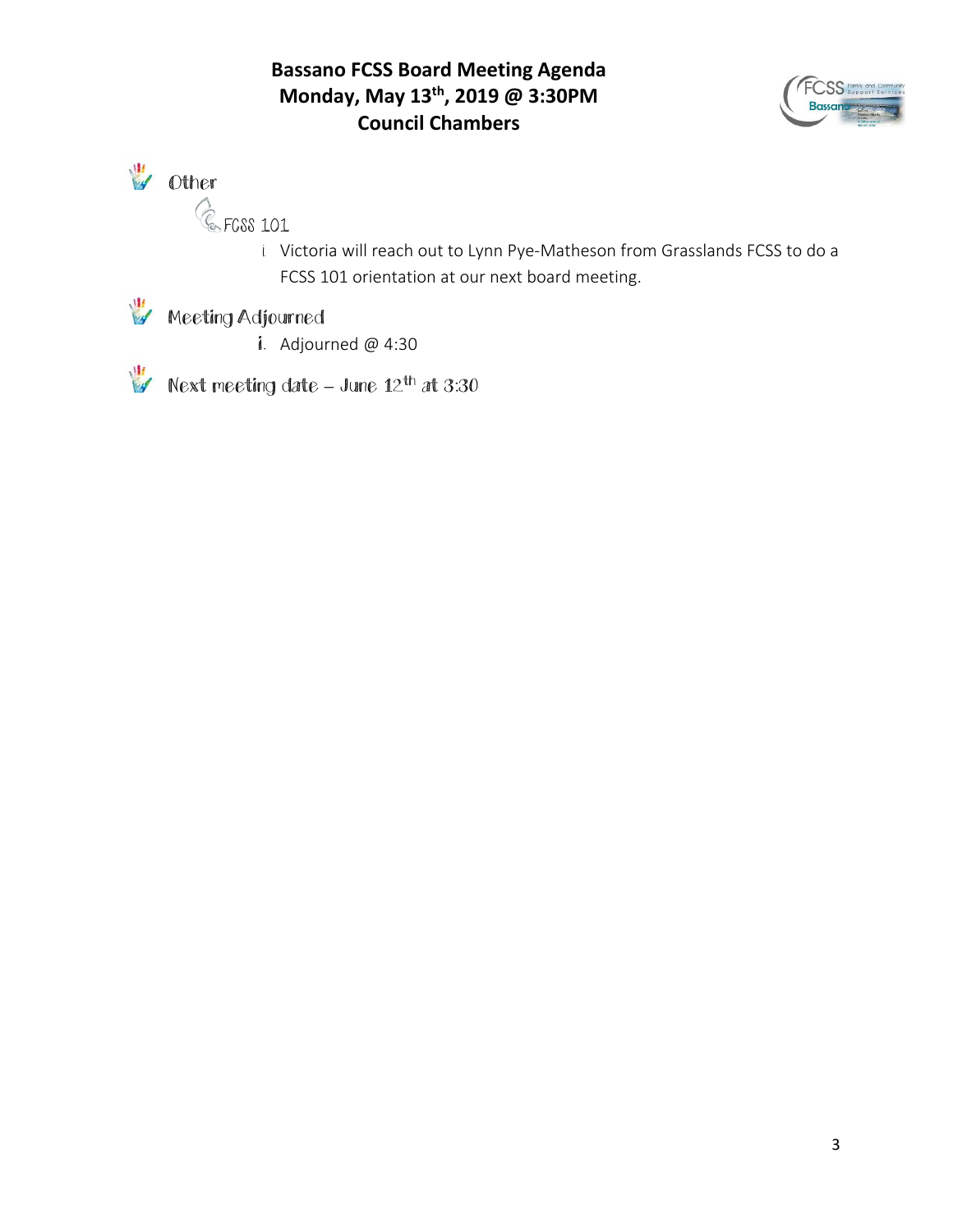# Bassano FCSS Board Meeting Agenda
## Monday, May 13th, 2019 @ 3:30PM
## Council Chambers

- Other
  - FCSS 101
    - i. Victoria will reach out to Lynn Pye-Matheson from Grasslands FCSS to do a FCSS 101 orientation at our next board meeting.
- Meeting Adjourned
  - i. Adjourned @ 4:30
- Next meeting date – June 12th at 3:30